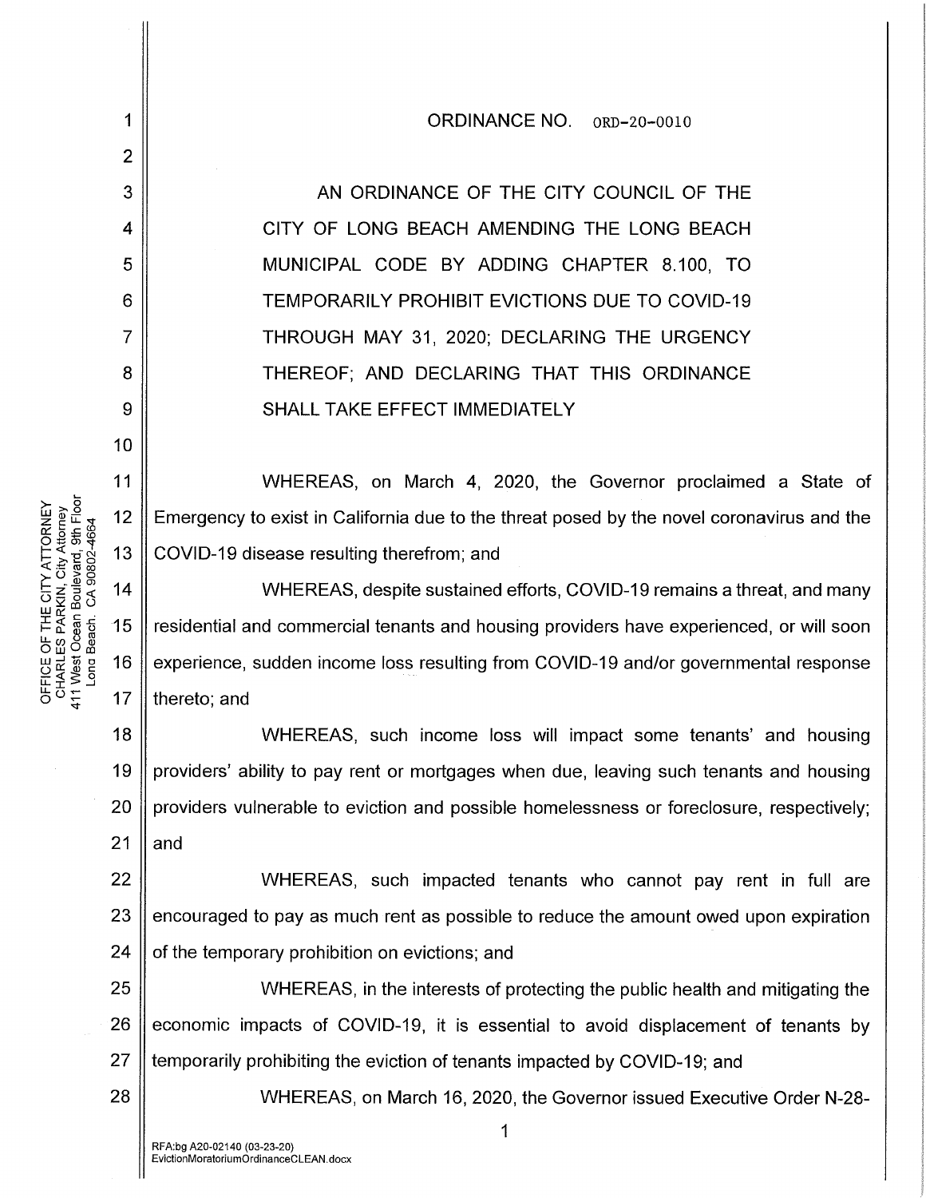ORDINANCE NO. ORD-20-0010

AN ORDINANCE OF THE CITY COUNCIL OF THE CITY OF LONG BEACH AMENDING THE LONG BEACH MUNICIPAL CODE BY ADDING CHAPTER 8.100, TO TEMPORARILY PROHIBIT EVICTIONS DUE TO COVID-19 THROUGH MAY 31, 2020; DECLARING THE URGENCY THEREOF; AND DECLARING THAT THIS ORDINANCE SHALL TAKE EFFECT IMMEDIATELY

WHEREAS, on March 4, 2020, the Governor proclaimed a State of Emergency to exist in California due to the threat posed by the novel coronavirus and the COVID-19 disease resulting therefrom; and

WHEREAS, despite sustained efforts, COVID-19 remains a threat, and many residential and commercial tenants and housing providers have experienced, or will soon experience, sudden income loss resulting from COVID-19 and/or governmental response thereto; and

WHEREAS, such income loss will impact some tenants' and housing providers' ability to pay rent or mortgages when due, leaving such tenants and housing providers vulnerable to eviction and possible homelessness or foreclosure, respectively; and

WHEREAS, such impacted tenants who cannot pay rent in full are encouraged to pay as much rent as possible to reduce the amount owed upon expiration of the temporary prohibition on evictions; and

WHEREAS, in the interests of protecting the public health and mitigating the economic impacts of COVID-19, it is essential to avoid displacement of tenants by temporarily prohibiting the eviction of tenants impacted by COVID-19; and

WHEREAS, on March 16, 2020, the Governor issued Executive Order N-28-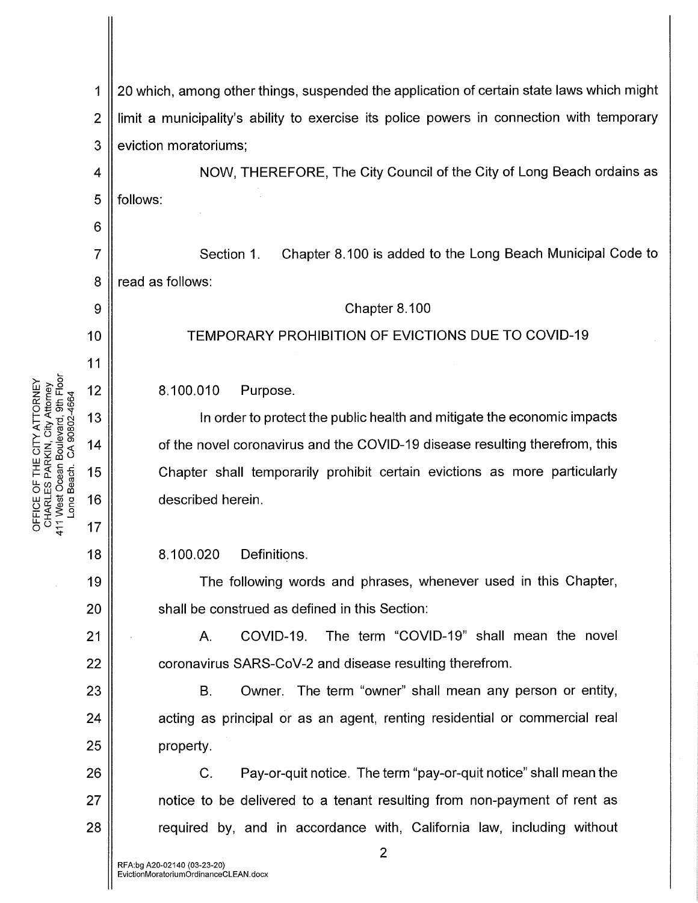20 which, among other things, suspended the application of certain state laws which might limit a municipality's ability to exercise its police powers in connection with temporary eviction moratoriums;

NOW, THEREFORE, The City Council of the City of Long Beach ordains as follows:

Section 1. Chapter 8.100 is added to the Long Beach Municipal Code to read as follows:

Chapter 8.100

TEMPORARY PROHIBITION OF EVICTIONS DUE TO COVID-19

8.100.010 Purpose.

In order to protect the public health and mitigate the economic impacts of the novel coronavirus and the COVID-19 disease resulting therefrom, this Chapter shall temporarily prohibit certain evictions as more particularly described herein.

8.100.020 Definitions.

The following words and phrases, whenever used in this Chapter, shall be construed as defined in this Section:

A. COVID-19. The term "COVID-19" shall mean the novel coronavirus SARS-CoV-2 and disease resulting therefrom.

B. Owner. The term "owner" shall mean any person or entity, acting as principal or as an agent, renting residential or commercial real property.

C. Pay-or-quit notice. The term "pay-or-quit notice" shall mean the notice to be delivered to a tenant resulting from non-payment of rent as required by, and in accordance with, California law, including without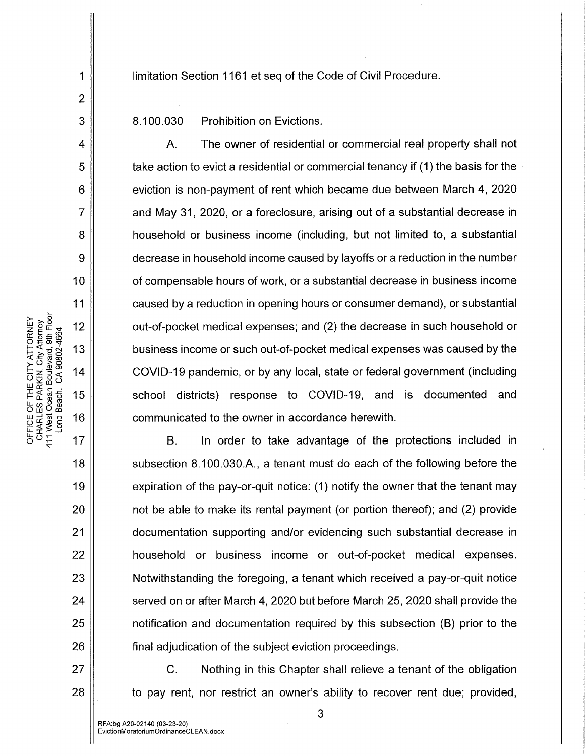limitation Section 1161 et seq of the Code of Civil Procedure.

8.100.030 Prohibition on Evictions.

A. The owner of residential or commercial real property shall not take action to evict a residential or commercial tenancy if (1) the basis for the eviction is non-payment of rent which became due between March 4, 2020 and May 31, 2020, or a foreclosure, arising out of a substantial decrease in household or business income (including, but not limited to, a substantial decrease in household income caused by layoffs or a reduction in the number of compensable hours of work, or a substantial decrease in business income caused by a reduction in opening hours or consumer demand), or substantial out-of-pocket medical expenses; and (2) the decrease in such household or business income or such out-of-pocket medical expenses was caused by the COVID-19 pandemic, or by any local, state or federal government (including school districts) response to COVID-19, and is documented and communicated to the owner in accordance herewith.

B. In order to take advantage of the protections included in subsection 8.100.030.A., a tenant must do each of the following before the expiration of the pay-or-quit notice: (1) notify the owner that the tenant may not be able to make its rental payment (or portion thereof); and (2) provide documentation supporting and/or evidencing such substantial decrease in household or business income or out-of-pocket medical expenses. Notwithstanding the foregoing, a tenant which received a pay-or-quit notice served on or after March 4, 2020 but before March 25, 2020 shall provide the notification and documentation required by this subsection (B) prior to the final adjudication of the subject eviction proceedings.

C. Nothing in this Chapter shall relieve a tenant of the obligation to pay rent, nor restrict an owner's ability to recover rent due; provided,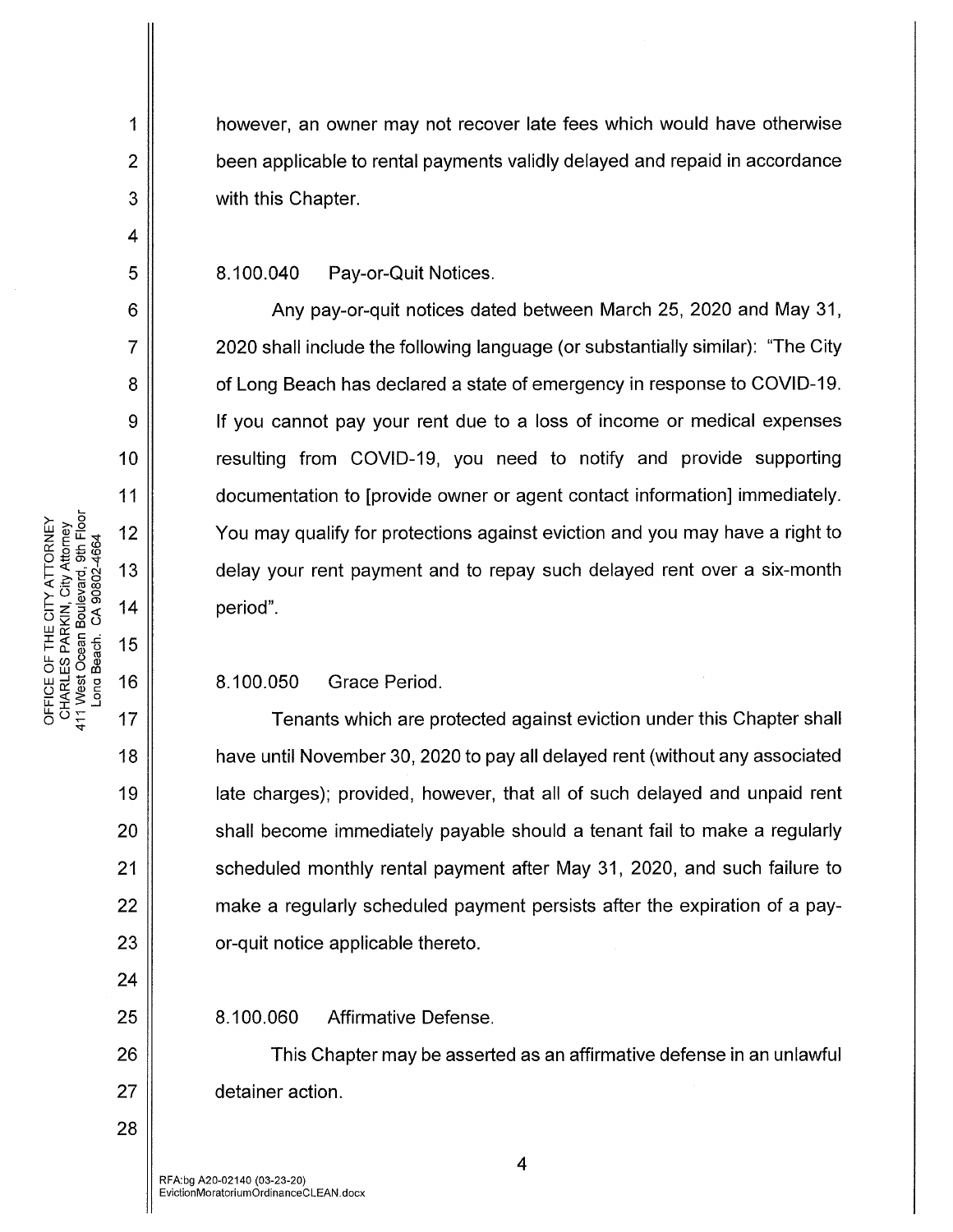however, an owner may not recover late fees which would have otherwise been applicable to rental payments validly delayed and repaid in accordance with this Chapter.

8.100.040 Pay-or-Quit Notices.

Any pay-or-quit notices dated between March 25, 2020 and May 31, 2020 shall include the following language (or substantially similar): "The City of Long Beach has declared a state of emergency in response to COVID-19. If you cannot pay your rent due to a loss of income or medical expenses resulting from COVID-19, you need to notify and provide supporting documentation to [provide owner or agent contact information] immediately. You may qualify for protections against eviction and you may have a right to delay your rent payment and to repay such delayed rent over a six-month period".

8.100.050 Grace Period.

Tenants which are protected against eviction under this Chapter shall have until November 30, 2020 to pay all delayed rent (without any associated late charges); provided, however, that all of such delayed and unpaid rent shall become immediately payable should a tenant fail to make a regularly scheduled monthly rental payment after May 31, 2020, and such failure to make a regularly scheduled payment persists after the expiration of a pay-or-quit notice applicable thereto.

8.100.060 Affirmative Defense.

This Chapter may be asserted as an affirmative defense in an unlawful detainer action.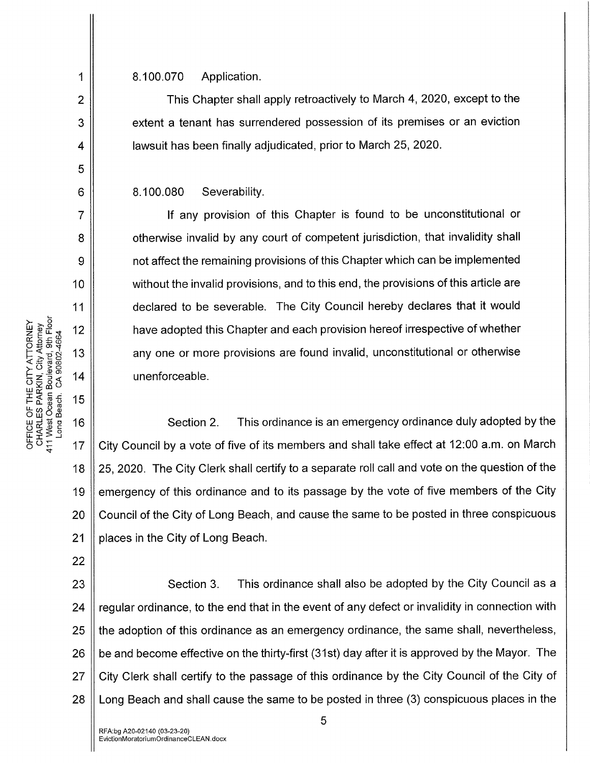8.100.070 Application.

This Chapter shall apply retroactively to March 4, 2020, except to the extent a tenant has surrendered possession of its premises or an eviction lawsuit has been finally adjudicated, prior to March 25, 2020.

8.100.080 Severability.

If any provision of this Chapter is found to be unconstitutional or otherwise invalid by any court of competent jurisdiction, that invalidity shall not affect the remaining provisions of this Chapter which can be implemented without the invalid provisions, and to this end, the provisions of this article are declared to be severable. The City Council hereby declares that it would have adopted this Chapter and each provision hereof irrespective of whether any one or more provisions are found invalid, unconstitutional or otherwise unenforceable.

Section 2. This ordinance is an emergency ordinance duly adopted by the City Council by a vote of five of its members and shall take effect at 12:00 a.m. on March 25, 2020. The City Clerk shall certify to a separate roll call and vote on the question of the emergency of this ordinance and to its passage by the vote of five members of the City Council of the City of Long Beach, and cause the same to be posted in three conspicuous places in the City of Long Beach.

Section 3. This ordinance shall also be adopted by the City Council as a regular ordinance, to the end that in the event of any defect or invalidity in connection with the adoption of this ordinance as an emergency ordinance, the same shall, nevertheless, be and become effective on the thirty-first (31st) day after it is approved by the Mayor. The City Clerk shall certify to the passage of this ordinance by the City Council of the City of Long Beach and shall cause the same to be posted in three (3) conspicuous places in the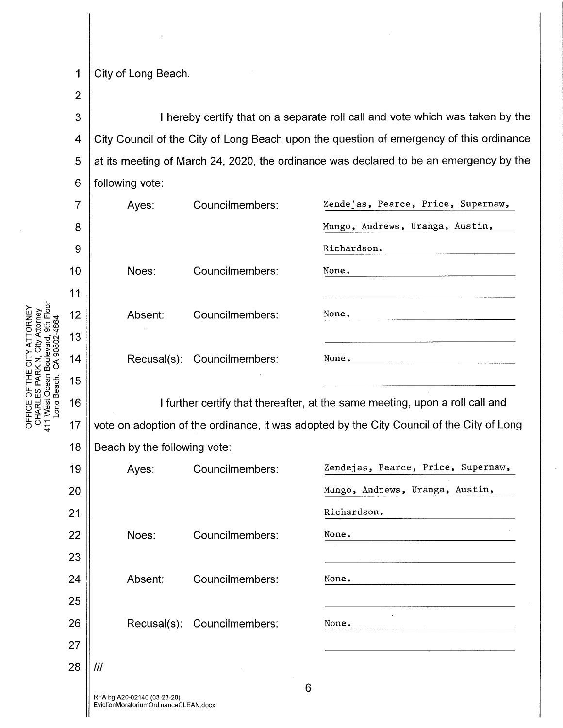City of Long Beach.

I hereby certify that on a separate roll call and vote which was taken by the City Council of the City of Long Beach upon the question of emergency of this ordinance at its meeting of March 24, 2020, the ordinance was declared to be an emergency by the following vote:

| | | |
|---|---|---|
| Ayes: | Councilmembers: | Zendejas, Pearce, Price, Supernaw, Mungo, Andrews, Uranga, Austin, Richardson. |
| Noes: | Councilmembers: | None. |
| Absent: | Councilmembers: | None. |
| Recusal(s): | Councilmembers: | None. |

I further certify that thereafter, at the same meeting, upon a roll call and vote on adoption of the ordinance, it was adopted by the City Council of the City of Long Beach by the following vote:

| | | |
|---|---|---|
| Ayes: | Councilmembers: | Zendejas, Pearce, Price, Supernaw, Mungo, Andrews, Uranga, Austin, Richardson. |
| Noes: | Councilmembers: | None. |
| Absent: | Councilmembers: | None. |
| Recusal(s): | Councilmembers: | None. |

///

RFA:bg A20-02140 (03-23-20)
EvictionMoratoriumOrdinanceCLEAN.docx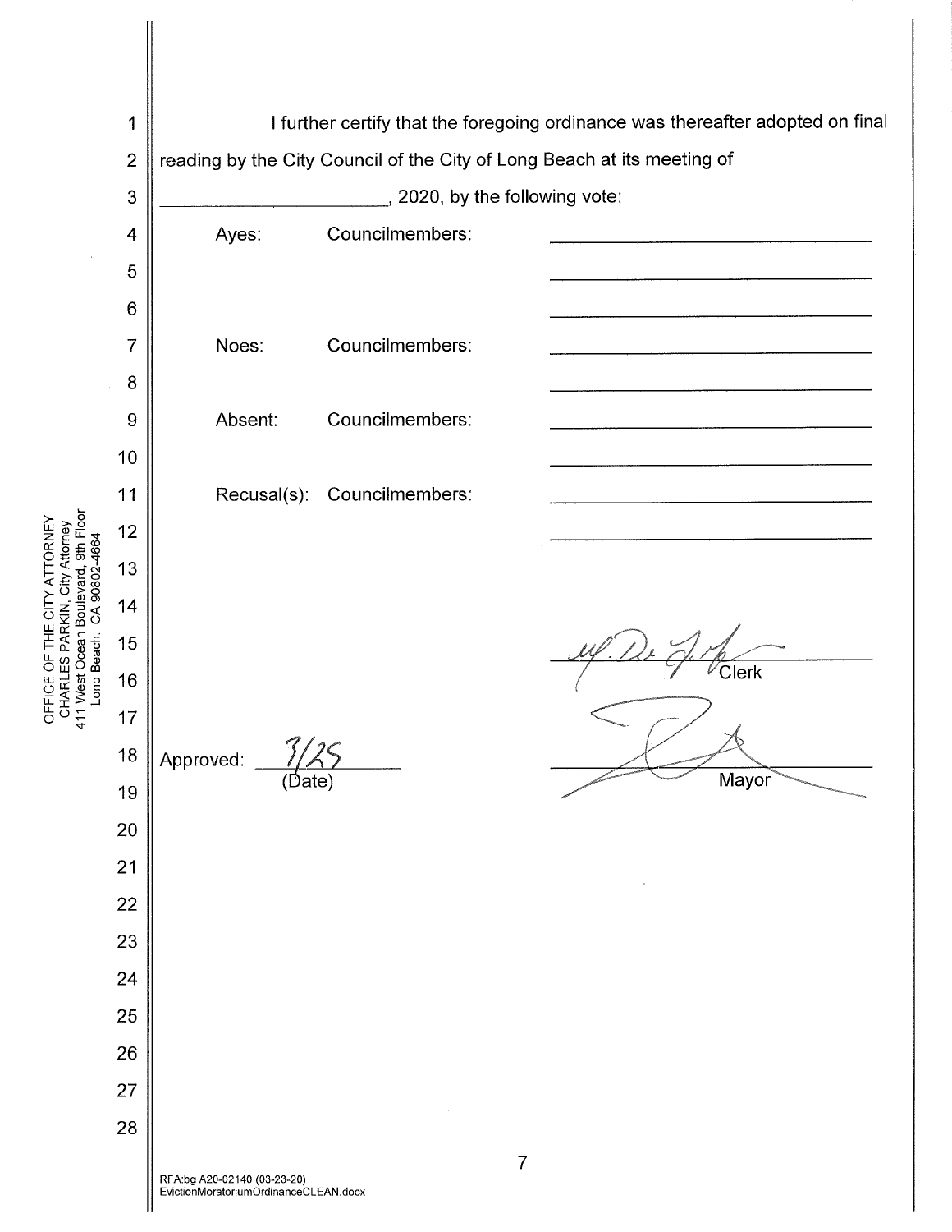I further certify that the foregoing ordinance was thereafter adopted on final reading by the City Council of the City of Long Beach at its meeting of ______________________, 2020, by the following vote:

| | | |
|---|---|---|
| Ayes: | Councilmembers: | ______________________ |
| | | ______________________ |
| | | ______________________ |
| Noes: | Councilmembers: | ______________________ |
| | | ______________________ |
| Absent: | Councilmembers: | ______________________ |
| | | ______________________ |
| Recusal(s): | Councilmembers: | ______________________ |
| | | ______________________ |

______________________ Clerk

Approved: 3/25 (Date) ______________________ Mayor

OFFICE OF THE CITY ATTORNEY
CHARLES PARKIN, City Attorney
411 West Ocean Boulevard, 9th Floor
Long Beach, CA 90802-4664

RFA:bg A20-02140 (03-23-20)
EvictionMoratoriumOrdinanceCLEAN.docx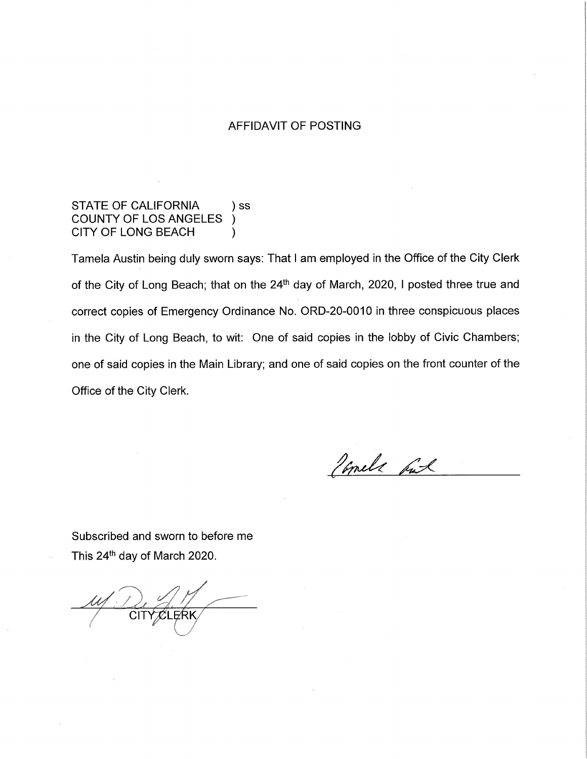# AFFIDAVIT OF POSTING

STATE OF CALIFORNIA ) ss
COUNTY OF LOS ANGELES )
CITY OF LONG BEACH )

Tamela Austin being duly sworn says: That I am employed in the Office of the City Clerk of the City of Long Beach; that on the 24th day of March, 2020, I posted three true and correct copies of Emergency Ordinance No. ORD-20-0010 in three conspicuous places in the City of Long Beach, to wit: One of said copies in the lobby of Civic Chambers; one of said copies in the Main Library; and one of said copies on the front counter of the Office of the City Clerk.

Subscribed and sworn to before me
This 24th day of March 2020.

CITY CLERK